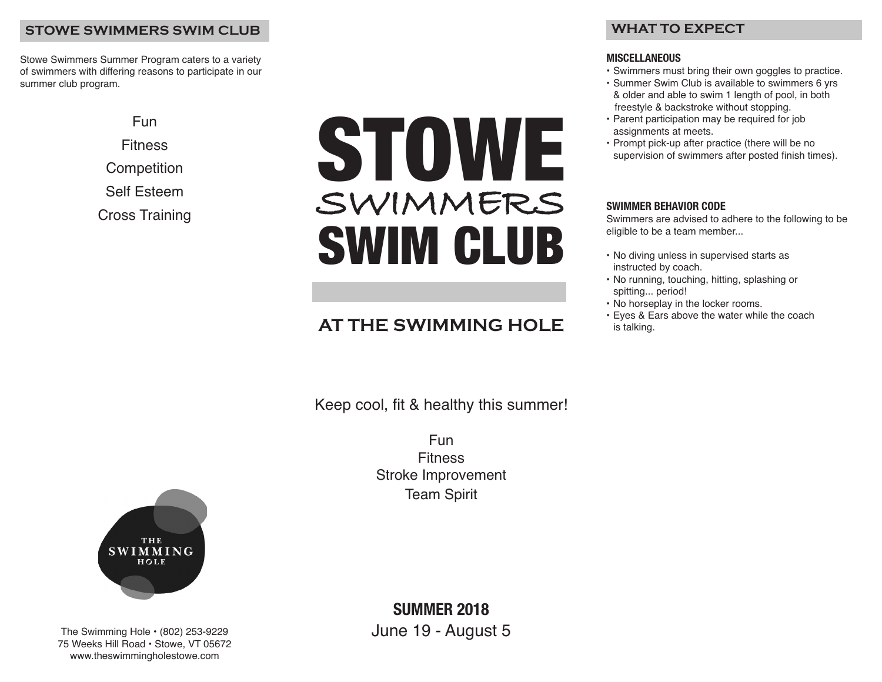## STOWE SWIMMERS SWIM CLUB

Stowe Swimmers Summer Program caters to a variety of swimmers with differing reasons to participate in our summer club program.

Fun

Fitness

Competition

Self Esteem

Cross Training

THE SWIMMING HOLE

The Swimming Hole • (802) 253-9229
75 Weeks Hill Road • Stowe, VT 05672
www.theswimmingholestowe.com

# STOWE SWIMMERS SWIM CLUB

## AT THE SWIMMING HOLE

Keep cool, fit & healthy this summer!

Fun
Fitness
Stroke Improvement
Team Spirit

**SUMMER 2018**
June 19 - August 5

## WHAT TO EXPECT

### MISCELLANEOUS

- Swimmers must bring their own goggles to practice.
- Summer Swim Club is available to swimmers 6 yrs & older and able to swim 1 length of pool, in both freestyle & backstroke without stopping.
- Parent participation may be required for job assignments at meets.
- Prompt pick-up after practice (there will be no supervision of swimmers after posted finish times).

### SWIMMER BEHAVIOR CODE

Swimmers are advised to adhere to the following to be eligible to be a team member...

- No diving unless in supervised starts as instructed by coach.
- No running, touching, hitting, splashing or spitting... period!
- No horseplay in the locker rooms.
- Eyes & Ears above the water while the coach is talking.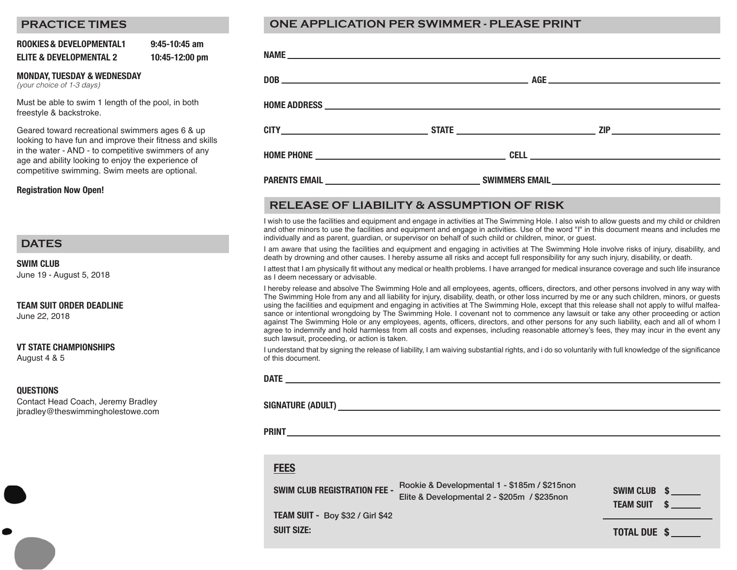## PRACTICE TIMES

| | |
|---|---|
| **ROOKIES & DEVELOPMENTAL1** | **9:45-10:45 am** |
| **ELITE & DEVELOPMENTAL 2** | **10:45-12:00 pm** |

**MONDAY, TUESDAY & WEDNESDAY**
*(your choice of 1-3 days)*

Must be able to swim 1 length of the pool, in both freestyle & backstroke.

Geared toward recreational swimmers ages 6 & up looking to have fun and improve their fitness and skills in the water - AND - to competitive swimmers of any age and ability looking to enjoy the experience of competitive swimming. Swim meets are optional.

**Registration Now Open!**

## DATES

**SWIM CLUB**
June 19 - August 5, 2018

**TEAM SUIT ORDER DEADLINE**
June 22, 2018

**VT STATE CHAMPIONSHIPS**
August 4 & 5

**QUESTIONS**
Contact Head Coach, Jeremy Bradley
jbradley@theswimmingholestowe.com

## ONE APPLICATION PER SWIMMER - PLEASE PRINT

**NAME** ______________________________

**DOB** ______________________ **AGE** ______________________

**HOME ADDRESS** ______________________________

**CITY** ______________ **STATE** ______________ **ZIP** ______________

**HOME PHONE** ______________________ **CELL** ______________________

**PARENTS EMAIL** ______________________ **SWIMMERS EMAIL** ______________________

## RELEASE OF LIABILITY & ASSUMPTION OF RISK

I wish to use the facilities and equipment and engage in activities at The Swimming Hole. I also wish to allow guests and my child or children and other minors to use the facilities and equipment and engage in activities. Use of the word "I" in this document means and includes me individually and as parent, guardian, or supervisor on behalf of such child or children, minor, or guest.

I am aware that using the facilities and equipment and engaging in activities at The Swimming Hole involve risks of injury, disability, and death by drowning and other causes. I hereby assume all risks and accept full responsibility for any such injury, disability, or death.

I attest that I am physically fit without any medical or health problems. I have arranged for medical insurance coverage and such life insurance as I deem necessary or advisable.

I hereby release and absolve The Swimming Hole and all employees, agents, officers, directors, and other persons involved in any way with The Swimming Hole from any and all liability for injury, disability, death, or other loss incurred by me or any such children, minors, or guests using the facilities and equipment and engaging in activities at The Swimming Hole, except that this release shall not apply to wilful malfeasance or intentional wrongdoing by The Swimming Hole. I covenant not to commence any lawsuit or take any other proceeding or action against The Swimming Hole or any employees, agents, officers, directors, and other persons for any such liability, each and all of whom I agree to indemnify and hold harmless from all costs and expenses, including reasonable attorney's fees, they may incur in the event any such lawsuit, proceeding, or action is taken.

I understand that by signing the release of liability, I am waiving substantial rights, and i do so voluntarily with full knowledge of the significance of this document.

**DATE** ______________________________

**SIGNATURE (ADULT)** ______________________________

**PRINT** ______________________________

### FEES

**SWIM CLUB REGISTRATION FEE -** Rookie & Developmental 1 - $185m / $215non
Elite & Developmental 2 - $205m / $235non

**TEAM SUIT -** Boy $32 / Girl $42

**SUIT SIZE:**

**SWIM CLUB $** ______
**TEAM SUIT $** ______

**TOTAL DUE $** ______